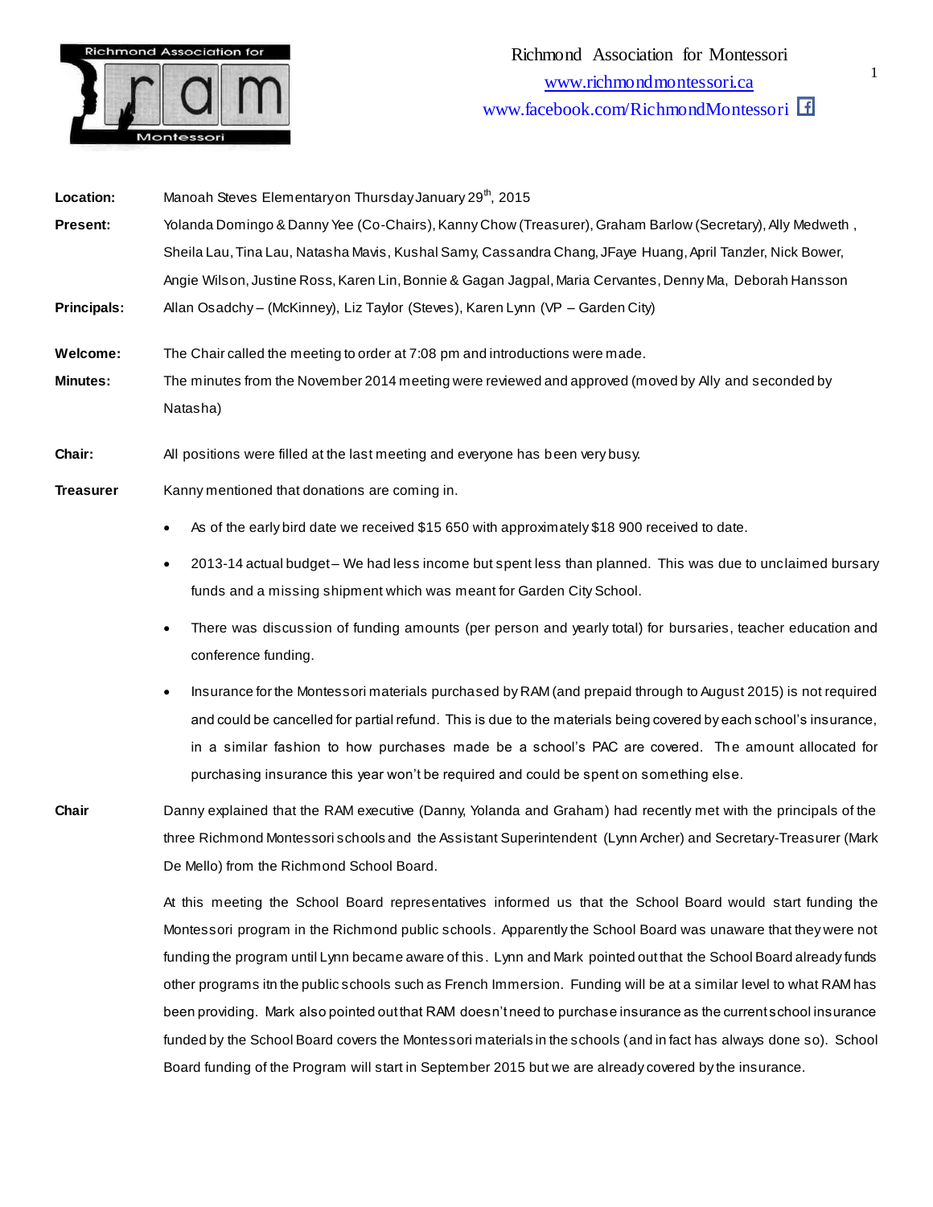# Richmond Association for Montessori

www.richmondmontessori.ca
www.facebook.com/RichmondMontessori

**Location:** Manoah Steves Elementary on Thursday January 29th, 2015

**Present:** Yolanda Domingo & Danny Yee (Co-Chairs), Kanny Chow (Treasurer), Graham Barlow (Secretary), Ally Medweth , Sheila Lau, Tina Lau, Natasha Mavis, Kushal Samy, Cassandra Chang, JFaye Huang, April Tanzler, Nick Bower, Angie Wilson, Justine Ross, Karen Lin, Bonnie & Gagan Jagpal, Maria Cervantes, Denny Ma, Deborah Hansson

**Principals:** Allan Osadchy – (McKinney), Liz Taylor (Steves), Karen Lynn (VP – Garden City)

**Welcome:** The Chair called the meeting to order at 7:08 pm and introductions were made.

**Minutes:** The minutes from the November 2014 meeting were reviewed and approved (moved by Ally and seconded by Natasha)

**Chair:** All positions were filled at the last meeting and everyone has been very busy.

**Treasurer** Kanny mentioned that donations are coming in.

- As of the early bird date we received $15 650 with approximately $18 900 received to date.
- 2013-14 actual budget – We had less income but spent less than planned. This was due to unclaimed bursary funds and a missing shipment which was meant for Garden City School.
- There was discussion of funding amounts (per person and yearly total) for bursaries, teacher education and conference funding.
- Insurance for the Montessori materials purchased by RAM (and prepaid through to August 2015) is not required and could be cancelled for partial refund. This is due to the materials being covered by each school's insurance, in a similar fashion to how purchases made be a school's PAC are covered. The amount allocated for purchasing insurance this year won't be required and could be spent on something else.

**Chair** Danny explained that the RAM executive (Danny, Yolanda and Graham) had recently met with the principals of the three Richmond Montessori schools and the Assistant Superintendent (Lynn Archer) and Secretary-Treasurer (Mark De Mello) from the Richmond School Board.

At this meeting the School Board representatives informed us that the School Board would start funding the Montessori program in the Richmond public schools. Apparently the School Board was unaware that they were not funding the program until Lynn became aware of this. Lynn and Mark pointed out that the School Board already funds other programs itn the public schools such as French Immersion. Funding will be at a similar level to what RAM has been providing. Mark also pointed out that RAM doesn't need to purchase insurance as the current school insurance funded by the School Board covers the Montessori materials in the schools (and in fact has always done so). School Board funding of the Program will start in September 2015 but we are already covered by the insurance.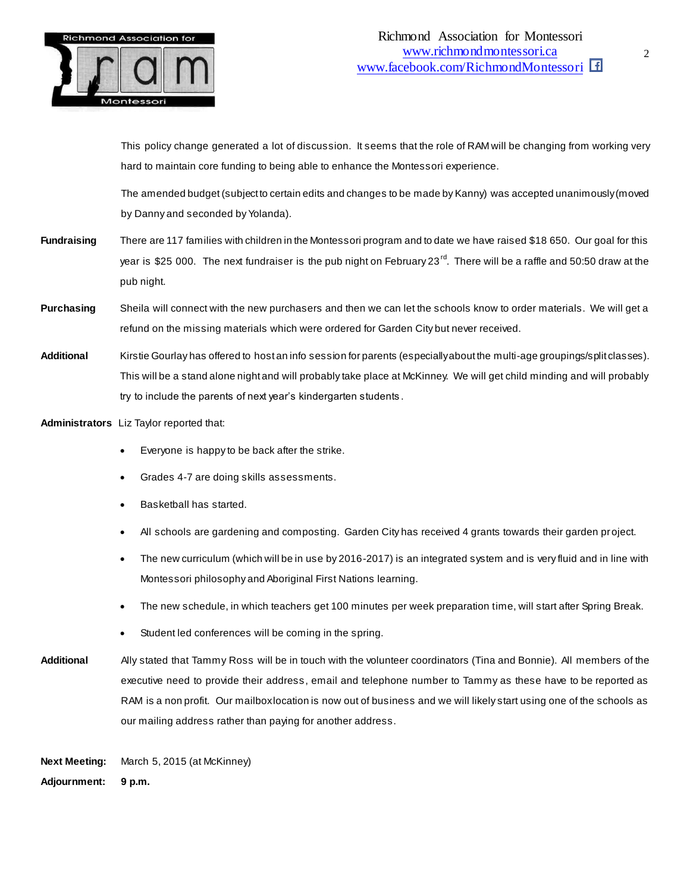This policy change generated a lot of discussion. It seems that the role of RAM will be changing from working very hard to maintain core funding to being able to enhance the Montessori experience.

The amended budget (subject to certain edits and changes to be made by Kanny) was accepted unanimously (moved by Danny and seconded by Yolanda).

**Fundraising** There are 117 families with children in the Montessori program and to date we have raised $18 650. Our goal for this year is $25 000. The next fundraiser is the pub night on February 23rd. There will be a raffle and 50:50 draw at the pub night.

**Purchasing** Sheila will connect with the new purchasers and then we can let the schools know to order materials. We will get a refund on the missing materials which were ordered for Garden City but never received.

**Additional** Kirstie Gourlay has offered to host an info session for parents (especially about the multi-age groupings/split classes). This will be a stand alone night and will probably take place at McKinney. We will get child minding and will probably try to include the parents of next year's kindergarten students.

**Administrators** Liz Taylor reported that:

- Everyone is happy to be back after the strike.
- Grades 4-7 are doing skills assessments.
- Basketball has started.
- All schools are gardening and composting. Garden City has received 4 grants towards their garden project.
- The new curriculum (which will be in use by 2016-2017) is an integrated system and is very fluid and in line with Montessori philosophy and Aboriginal First Nations learning.
- The new schedule, in which teachers get 100 minutes per week preparation time, will start after Spring Break.
- Student led conferences will be coming in the spring.

**Additional** Ally stated that Tammy Ross will be in touch with the volunteer coordinators (Tina and Bonnie). All members of the executive need to provide their address, email and telephone number to Tammy as these have to be reported as RAM is a non profit. Our mailbox location is now out of business and we will likely start using one of the schools as our mailing address rather than paying for another address.

**Next Meeting:** March 5, 2015 (at McKinney)

**Adjournment:** **9 p.m.**